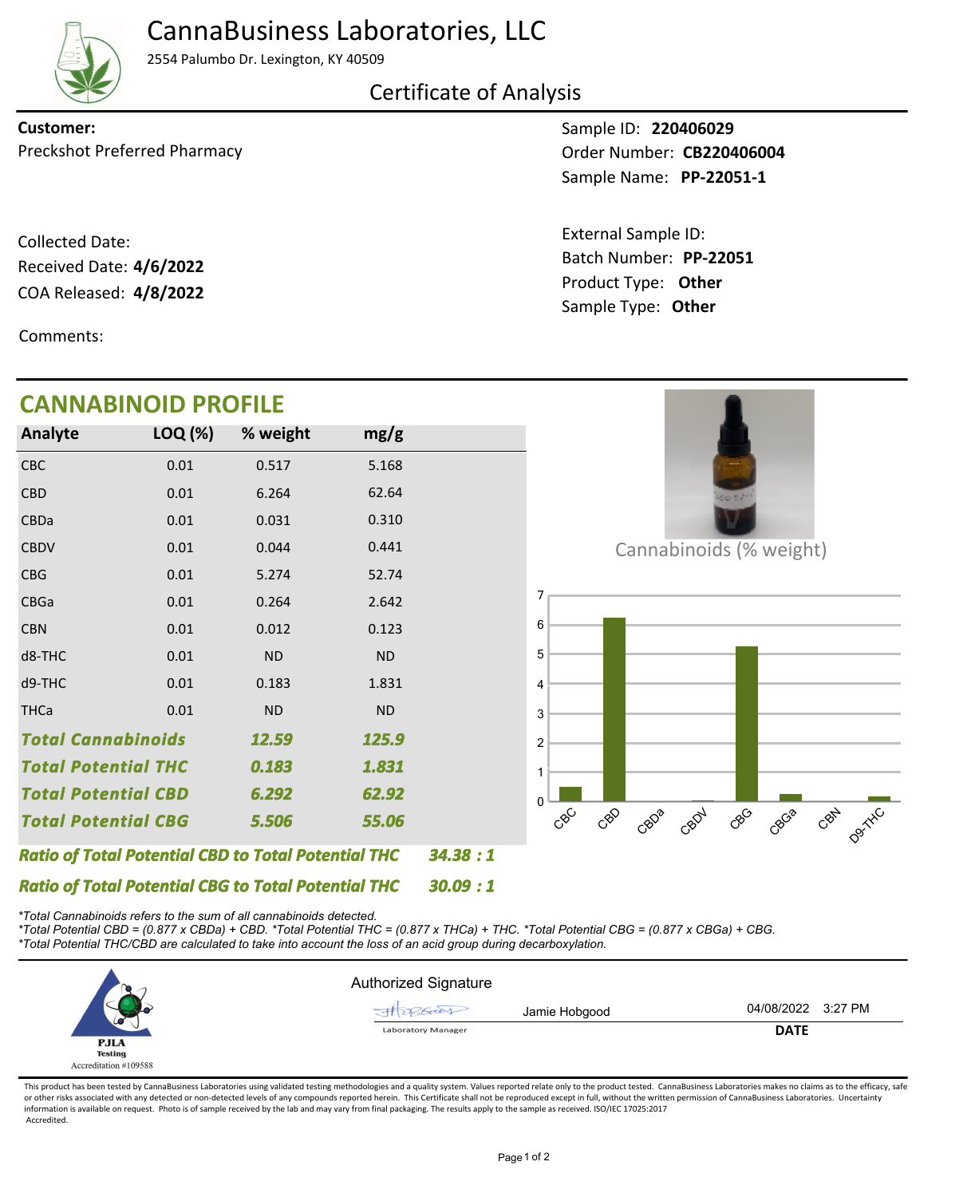# CannaBusiness Laboratories, LLC

2554 Palumbo Dr. Lexington, KY 40509

## Certificate of Analysis

**Customer:**
Preckshot Preferred Pharmacy

Sample ID: **220406029**
Order Number: **CB220406004**
Sample Name: **PP-22051-1**

Collected Date:
Received Date: **4/6/2022**
COA Released: **4/8/2022**

External Sample ID:
Batch Number: **PP-22051**
Product Type: **Other**
Sample Type: **Other**

Comments:

## CANNABINOID PROFILE

| Analyte | LOQ (%) | % weight | mg/g |
|---|---|---|---|
| CBC | 0.01 | 0.517 | 5.168 |
| CBD | 0.01 | 6.264 | 62.64 |
| CBDa | 0.01 | 0.031 | 0.310 |
| CBDV | 0.01 | 0.044 | 0.441 |
| CBG | 0.01 | 5.274 | 52.74 |
| CBGa | 0.01 | 0.264 | 2.642 |
| CBN | 0.01 | 0.012 | 0.123 |
| d8-THC | 0.01 | ND | ND |
| d9-THC | 0.01 | 0.183 | 1.831 |
| THCa | 0.01 | ND | ND |
| ***Total Cannabinoids*** | | ***12.59*** | ***125.9*** |
| ***Total Potential THC*** | | ***0.183*** | ***1.831*** |
| ***Total Potential CBD*** | | ***6.292*** | ***62.92*** |
| ***Total Potential CBG*** | | ***5.506*** | ***55.06*** |

***Ratio of Total Potential CBD to Total Potential THC*** ***34.38 : 1***

***Ratio of Total Potential CBG to Total Potential THC*** ***30.09 : 1***

Cannabinoids (% weight)

*\*Total Cannabinoids refers to the sum of all cannabinoids detected.*
*\*Total Potential CBD = (0.877 x CBDa) + CBD. \*Total Potential THC = (0.877 x THCa) + THC. \*Total Potential CBG = (0.877 x CBGa) + CBG.*
*\*Total Potential THC/CBD are calculated to take into account the loss of an acid group during decarboxylation.*

PJLA Testing
Accreditation #109588

Authorized Signature

Jamie Hobgood — Laboratory Manager — 04/08/2022 3:27 PM

**DATE**

This product has been tested by CannaBusiness Laboratories using validated testing methodologies and a quality system. Values reported relate only to the product tested. CannaBusiness Laboratories makes no claims as to the efficacy, safety or other risks associated with any detected or non-detected levels of any compounds reported herein. This Certificate shall not be reproduced except in full, without the written permission of CannaBusiness Laboratories. Uncertainty information is available on request. Photo is of sample received by the lab and may vary from final packaging. The results apply to the sample as received. ISO/IEC 17025:2017 Accredited.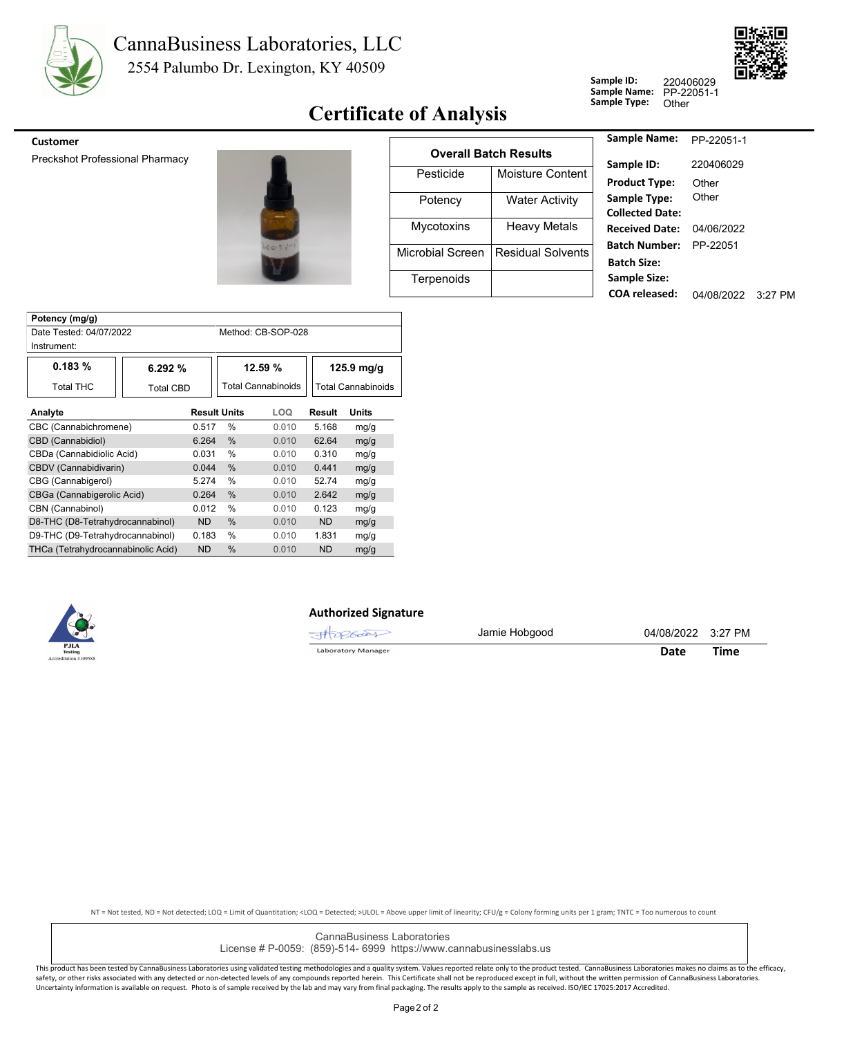# CannaBusiness Laboratories, LLC

2554 Palumbo Dr. Lexington, KY 40509

**Sample ID:** 220406029
**Sample Name:** PP-22051-1
**Sample Type:** Other

## Certificate of Analysis

**Customer**

Preckshot Professional Pharmacy

| Overall Batch Results | |
|---|---|
| Pesticide | Moisture Content |
| Potency | Water Activity |
| Mycotoxins | Heavy Metals |
| Microbial Screen | Residual Solvents |
| Terpenoids | |

| | |
|---|---|
| **Sample Name:** | PP-22051-1 |
| **Sample ID:** | 220406029 |
| **Product Type:** | Other |
| **Sample Type:** | Other |
| **Collected Date:** | |
| **Received Date:** | 04/06/2022 |
| **Batch Number:** | PP-22051 |
| **Batch Size:** | |
| **Sample Size:** | |
| **COA released:** | 04/08/2022 3:27 PM |

**Potency (mg/g)**

Date Tested: 04/07/2022 | Method: CB-SOP-028
Instrument:

| 0.183 % | 6.292 % | 12.59 % | 125.9 mg/g |
|---|---|---|---|
| Total THC | Total CBD | Total Cannabinoids | Total Cannabinoids |

| Analyte | Result | Units | LOQ | Result | Units |
|---|---|---|---|---|---|
| CBC (Cannabichromene) | 0.517 | % | 0.010 | 5.168 | mg/g |
| CBD (Cannabidiol) | 6.264 | % | 0.010 | 62.64 | mg/g |
| CBDa (Cannabidiolic Acid) | 0.031 | % | 0.010 | 0.310 | mg/g |
| CBDV (Cannabidivarin) | 0.044 | % | 0.010 | 0.441 | mg/g |
| CBG (Cannabigerol) | 5.274 | % | 0.010 | 52.74 | mg/g |
| CBGa (Cannabigerolic Acid) | 0.264 | % | 0.010 | 2.642 | mg/g |
| CBN (Cannabinol) | 0.012 | % | 0.010 | 0.123 | mg/g |
| D8-THC (D8-Tetrahydrocannabinol) | ND | % | 0.010 | ND | mg/g |
| D9-THC (D9-Tetrahydrocannabinol) | 0.183 | % | 0.010 | 1.831 | mg/g |
| THCa (Tetrahydrocannabinolic Acid) | ND | % | 0.010 | ND | mg/g |

PJLA Testing Accreditation #109588

**Authorized Signature**

Jamie Hobgood — Laboratory Manager — 04/08/2022 3:27 PM

Date Time

NT = Not tested, ND = Not detected; LOQ = Limit of Quantitation; <LOQ = Detected; >ULOL = Above upper limit of linearity; CFU/g = Colony forming units per 1 gram; TNTC = Too numerous to count

CannaBusiness Laboratories
License # P-0059: (859)-514- 6999 https://www.cannabusinesslabs.us

This product has been tested by CannaBusiness Laboratories using validated testing methodologies and a quality system. Values reported relate only to the product tested. CannaBusiness Laboratories makes no claims as to the efficacy, safety, or other risks associated with any detected or non-detected levels of any compounds reported herein. This Certificate shall not be reproduced except in full, without the written permission of CannaBusiness Laboratories. Uncertainty information is available on request. Photo is of sample received by the lab and may vary from final packaging. The results apply to the sample as received. ISO/IEC 17025:2017 Accredited.